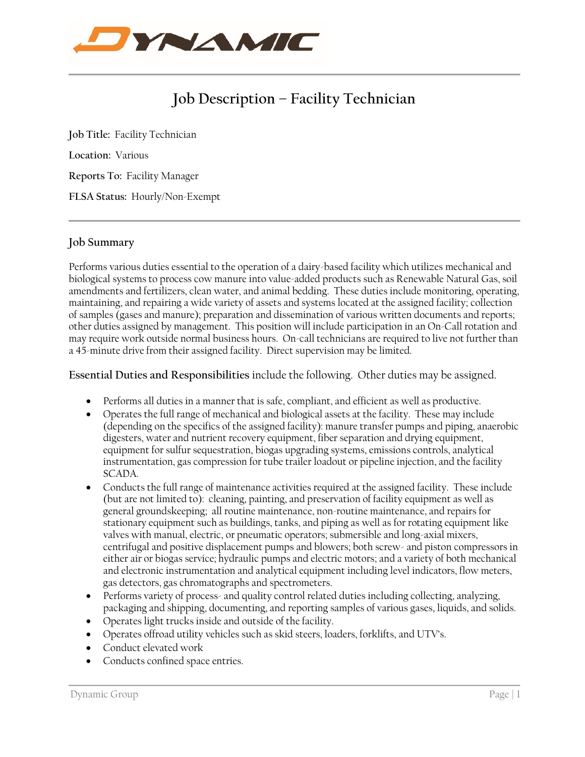# Job Description – Facility Technician

**Job Title:** Facility Technician

**Location:** Various

**Reports To:** Facility Manager

**FLSA Status:** Hourly/Non-Exempt

## Job Summary

Performs various duties essential to the operation of a dairy-based facility which utilizes mechanical and biological systems to process cow manure into value-added products such as Renewable Natural Gas, soil amendments and fertilizers, clean water, and animal bedding. These duties include monitoring, operating, maintaining, and repairing a wide variety of assets and systems located at the assigned facility; collection of samples (gases and manure); preparation and dissemination of various written documents and reports; other duties assigned by management. This position will include participation in an On-Call rotation and may require work outside normal business hours. On-call technicians are required to live not further than a 45-minute drive from their assigned facility. Direct supervision may be limited.

**Essential Duties and Responsibilities** include the following. Other duties may be assigned.

- Performs all duties in a manner that is safe, compliant, and efficient as well as productive.
- Operates the full range of mechanical and biological assets at the facility. These may include (depending on the specifics of the assigned facility): manure transfer pumps and piping, anaerobic digesters, water and nutrient recovery equipment, fiber separation and drying equipment, equipment for sulfur sequestration, biogas upgrading systems, emissions controls, analytical instrumentation, gas compression for tube trailer loadout or pipeline injection, and the facility SCADA.
- Conducts the full range of maintenance activities required at the assigned facility. These include (but are not limited to): cleaning, painting, and preservation of facility equipment as well as general groundskeeping; all routine maintenance, non-routine maintenance, and repairs for stationary equipment such as buildings, tanks, and piping as well as for rotating equipment like valves with manual, electric, or pneumatic operators; submersible and long-axial mixers, centrifugal and positive displacement pumps and blowers; both screw- and piston compressors in either air or biogas service; hydraulic pumps and electric motors; and a variety of both mechanical and electronic instrumentation and analytical equipment including level indicators, flow meters, gas detectors, gas chromatographs and spectrometers.
- Performs variety of process- and quality control related duties including collecting, analyzing, packaging and shipping, documenting, and reporting samples of various gases, liquids, and solids.
- Operates light trucks inside and outside of the facility.
- Operates offroad utility vehicles such as skid steers, loaders, forklifts, and UTV's.
- Conduct elevated work
- Conducts confined space entries.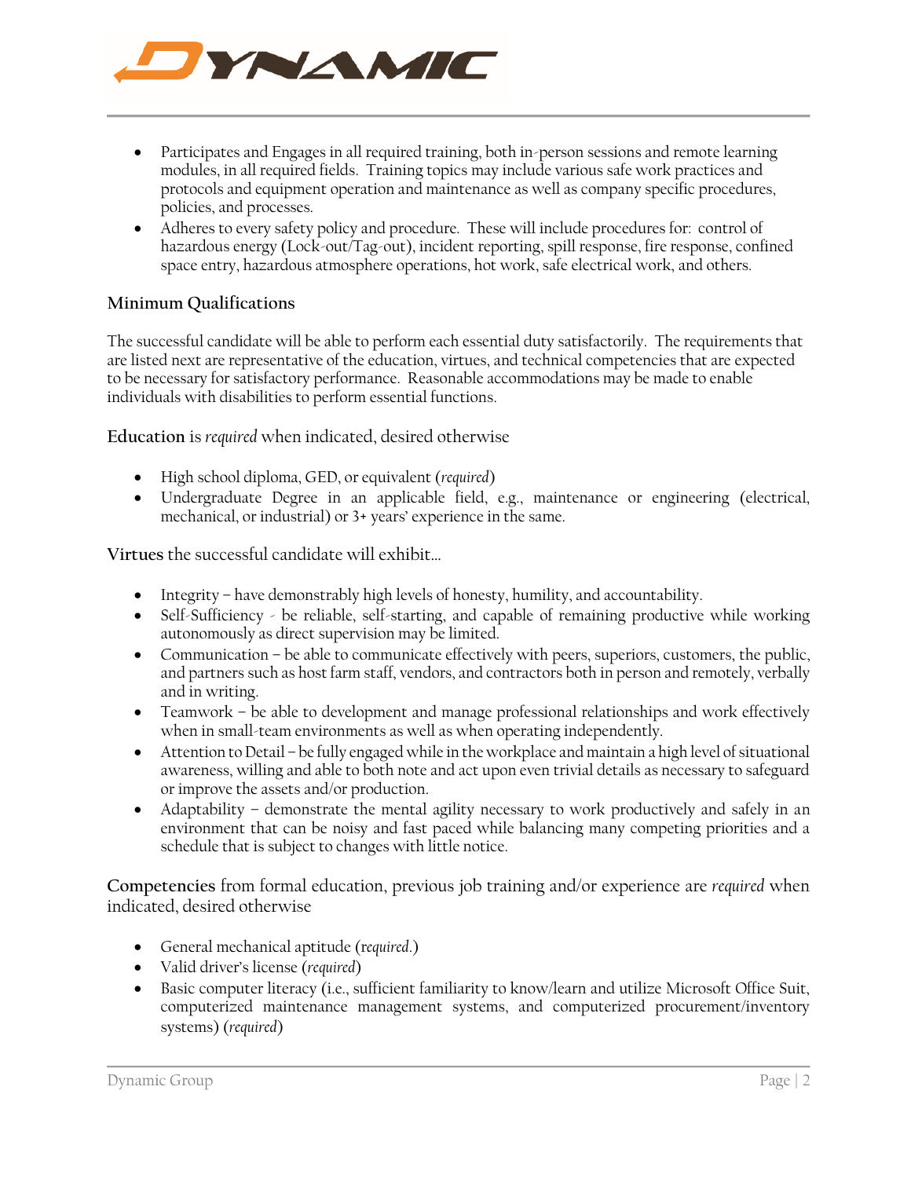- Participates and Engages in all required training, both in-person sessions and remote learning modules, in all required fields. Training topics may include various safe work practices and protocols and equipment operation and maintenance as well as company specific procedures, policies, and processes.
- Adheres to every safety policy and procedure. These will include procedures for: control of hazardous energy (Lock-out/Tag-out), incident reporting, spill response, fire response, confined space entry, hazardous atmosphere operations, hot work, safe electrical work, and others.

## Minimum Qualifications

The successful candidate will be able to perform each essential duty satisfactorily. The requirements that are listed next are representative of the education, virtues, and technical competencies that are expected to be necessary for satisfactory performance. Reasonable accommodations may be made to enable individuals with disabilities to perform essential functions.

**Education** is *required* when indicated, desired otherwise

- High school diploma, GED, or equivalent (*required*)
- Undergraduate Degree in an applicable field, e.g., maintenance or engineering (electrical, mechanical, or industrial) or 3+ years' experience in the same.

**Virtues** the successful candidate will exhibit…

- Integrity – have demonstrably high levels of honesty, humility, and accountability.
- Self-Sufficiency - be reliable, self-starting, and capable of remaining productive while working autonomously as direct supervision may be limited.
- Communication – be able to communicate effectively with peers, superiors, customers, the public, and partners such as host farm staff, vendors, and contractors both in person and remotely, verbally and in writing.
- Teamwork – be able to development and manage professional relationships and work effectively when in small-team environments as well as when operating independently.
- Attention to Detail – be fully engaged while in the workplace and maintain a high level of situational awareness, willing and able to both note and act upon even trivial details as necessary to safeguard or improve the assets and/or production.
- Adaptability – demonstrate the mental agility necessary to work productively and safely in an environment that can be noisy and fast paced while balancing many competing priorities and a schedule that is subject to changes with little notice.

**Competencies** from formal education, previous job training and/or experience are *required* when indicated, desired otherwise

- General mechanical aptitude (*required.*)
- Valid driver's license (*required*)
- Basic computer literacy (i.e., sufficient familiarity to know/learn and utilize Microsoft Office Suit, computerized maintenance management systems, and computerized procurement/inventory systems) (*required*)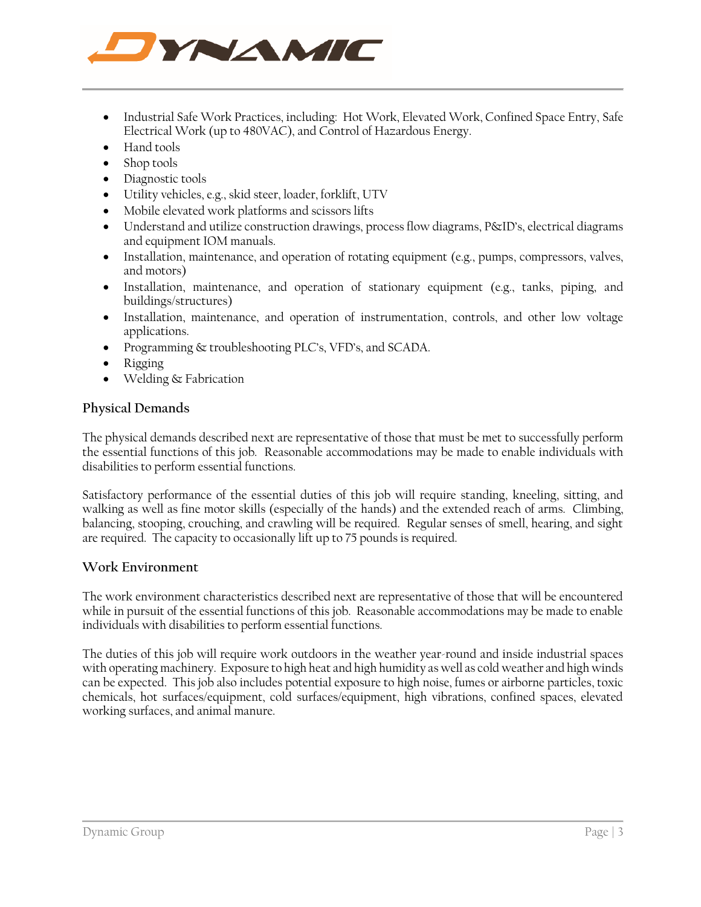- Industrial Safe Work Practices, including: Hot Work, Elevated Work, Confined Space Entry, Safe Electrical Work (up to 480VAC), and Control of Hazardous Energy.
- Hand tools
- Shop tools
- Diagnostic tools
- Utility vehicles, e.g., skid steer, loader, forklift, UTV
- Mobile elevated work platforms and scissors lifts
- Understand and utilize construction drawings, process flow diagrams, P&ID's, electrical diagrams and equipment IOM manuals.
- Installation, maintenance, and operation of rotating equipment (e.g., pumps, compressors, valves, and motors)
- Installation, maintenance, and operation of stationary equipment (e.g., tanks, piping, and buildings/structures)
- Installation, maintenance, and operation of instrumentation, controls, and other low voltage applications.
- Programming & troubleshooting PLC's, VFD's, and SCADA.
- Rigging
- Welding & Fabrication

## Physical Demands

The physical demands described next are representative of those that must be met to successfully perform the essential functions of this job. Reasonable accommodations may be made to enable individuals with disabilities to perform essential functions.

Satisfactory performance of the essential duties of this job will require standing, kneeling, sitting, and walking as well as fine motor skills (especially of the hands) and the extended reach of arms. Climbing, balancing, stooping, crouching, and crawling will be required. Regular senses of smell, hearing, and sight are required. The capacity to occasionally lift up to 75 pounds is required.

## Work Environment

The work environment characteristics described next are representative of those that will be encountered while in pursuit of the essential functions of this job. Reasonable accommodations may be made to enable individuals with disabilities to perform essential functions.

The duties of this job will require work outdoors in the weather year-round and inside industrial spaces with operating machinery. Exposure to high heat and high humidity as well as cold weather and high winds can be expected. This job also includes potential exposure to high noise, fumes or airborne particles, toxic chemicals, hot surfaces/equipment, cold surfaces/equipment, high vibrations, confined spaces, elevated working surfaces, and animal manure.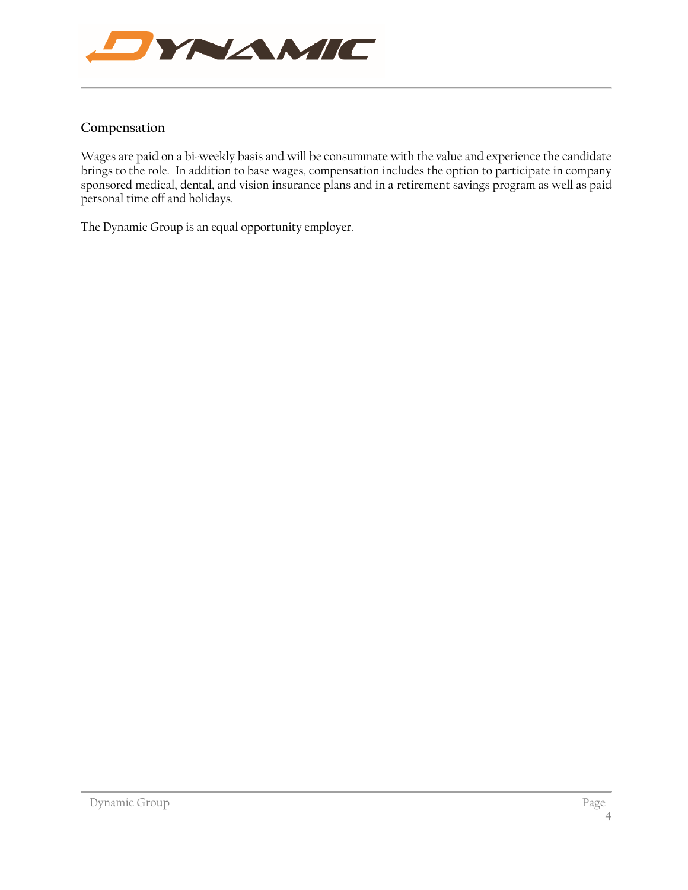### Compensation

Wages are paid on a bi-weekly basis and will be consummate with the value and experience the candidate brings to the role. In addition to base wages, compensation includes the option to participate in company sponsored medical, dental, and vision insurance plans and in a retirement savings program as well as paid personal time off and holidays.

The Dynamic Group is an equal opportunity employer.